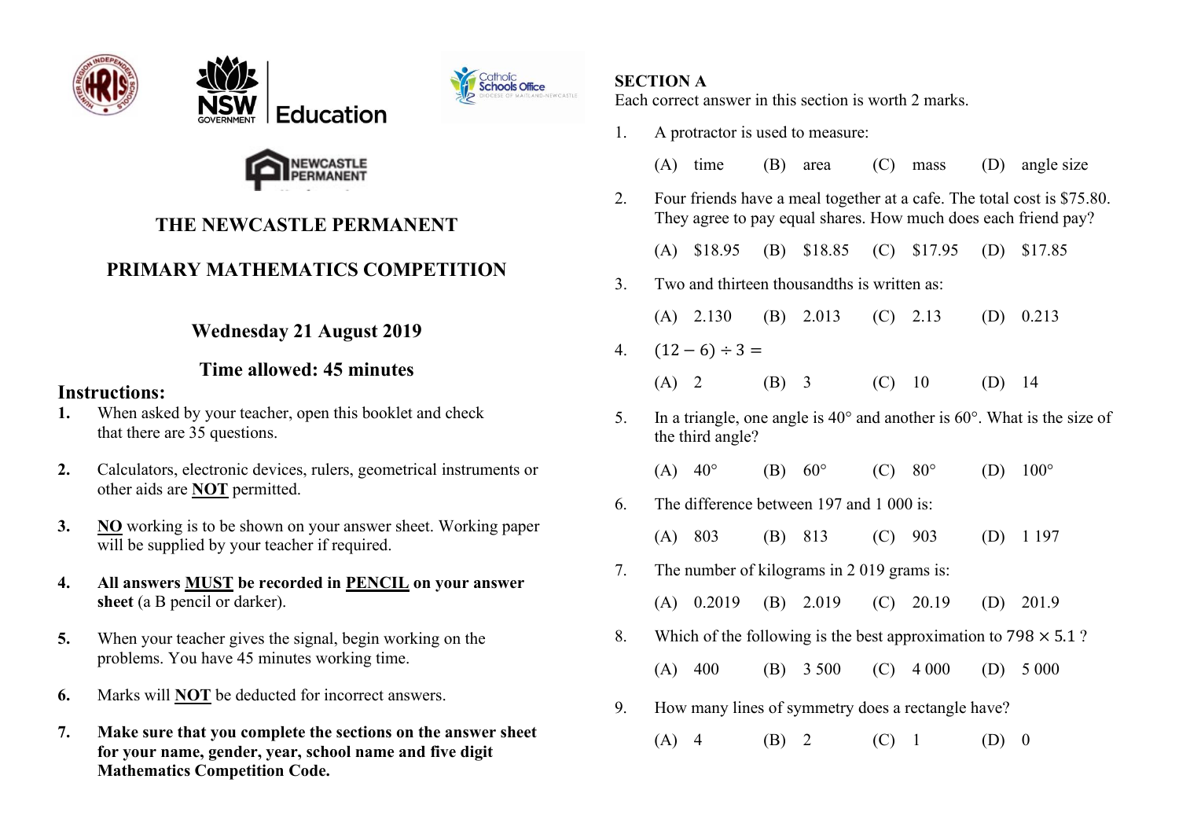# THE NEWCASTLE PERMANENT

# PRIMARY MATHEMATICS COMPETITION

## Wednesday 21 August 2019

## Time allowed: 45 minutes

### Instructions:

1. When asked by your teacher, open this booklet and check that there are 35 questions.
2. Calculators, electronic devices, rulers, geometrical instruments or other aids are **NOT** permitted.
3. **NO** working is to be shown on your answer sheet. Working paper will be supplied by your teacher if required.
4. **All answers MUST be recorded in PENCIL on your answer sheet** (a B pencil or darker).
5. When your teacher gives the signal, begin working on the problems. You have 45 minutes working time.
6. Marks will **NOT** be deducted for incorrect answers.
7. **Make sure that you complete the sections on the answer sheet for your name, gender, year, school name and five digit Mathematics Competition Code.**

**SECTION A**

Each correct answer in this section is worth 2 marks.

1. A protractor is used to measure:

   (A) time (B) area (C) mass (D) angle size

2. Four friends have a meal together at a cafe. The total cost is $75.80. They agree to pay equal shares. How much does each friend pay?

   (A) $18.95 (B) $18.85 (C) $17.95 (D) $17.85

3. Two and thirteen thousandths is written as:

   (A) 2.130 (B) 2.013 (C) 2.13 (D) 0.213

4. $(12 - 6) \div 3 =$

   (A) 2 (B) 3 (C) 10 (D) 14

5. In a triangle, one angle is 40° and another is 60°. What is the size of the third angle?

   (A) 40° (B) 60° (C) 80° (D) 100°

6. The difference between 197 and 1 000 is:

   (A) 803 (B) 813 (C) 903 (D) 1 197

7. The number of kilograms in 2 019 grams is:

   (A) 0.2019 (B) 2.019 (C) 20.19 (D) 201.9

8. Which of the following is the best approximation to $798 \times 5.1$ ?

   (A) 400 (B) 3 500 (C) 4 000 (D) 5 000

9. How many lines of symmetry does a rectangle have?

   (A) 4 (B) 2 (C) 1 (D) 0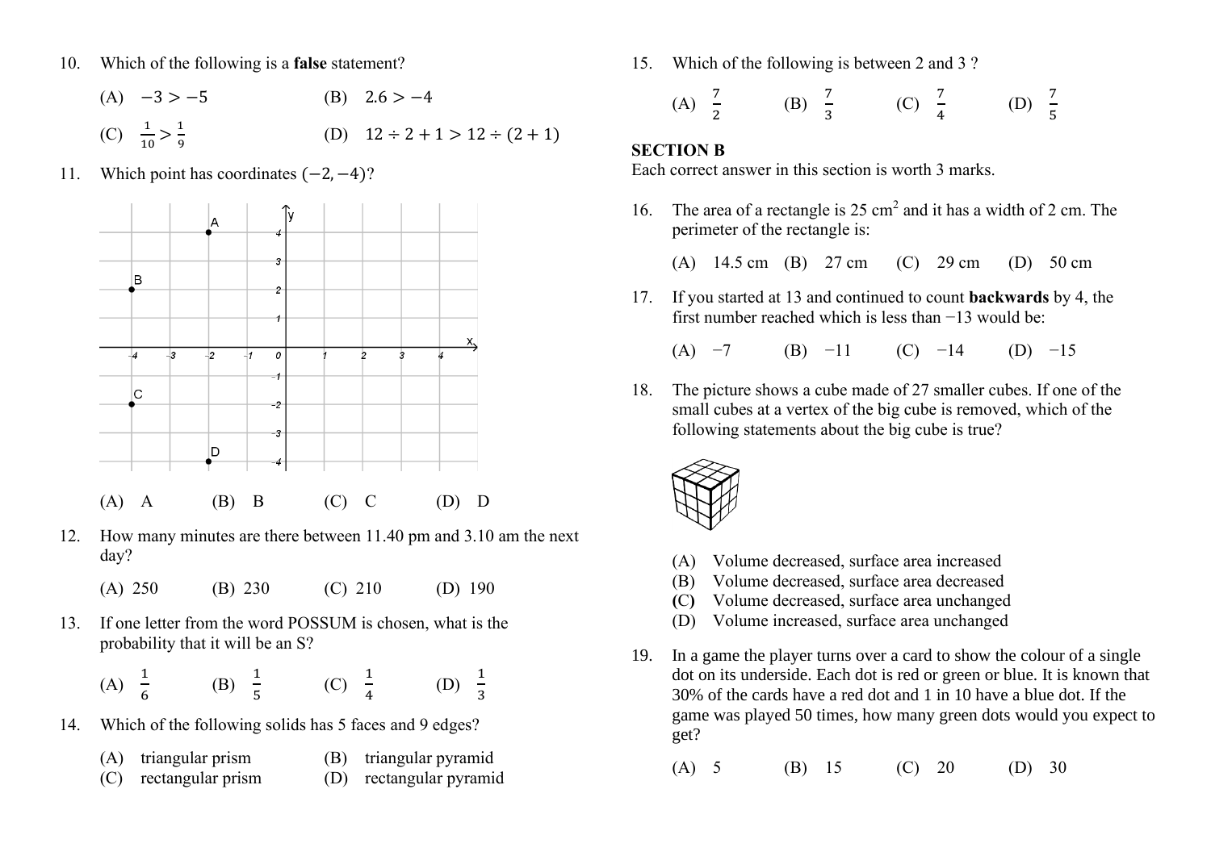10. Which of the following is a **false** statement?

    (A) $-3 > -5$ (B) $2.6 > -4$

    (C) $\frac{1}{10} > \frac{1}{9}$ (D) $12 \div 2 + 1 > 12 \div (2 + 1)$

11. Which point has coordinates $(-2, -4)$?

    (A) A (B) B (C) C (D) D

12. How many minutes are there between 11.40 pm and 3.10 am the next day?

    (A) 250 (B) 230 (C) 210 (D) 190

13. If one letter from the word POSSUM is chosen, what is the probability that it will be an S?

    (A) $\frac{1}{6}$ (B) $\frac{1}{5}$ (C) $\frac{1}{4}$ (D) $\frac{1}{3}$

14. Which of the following solids has 5 faces and 9 edges?

    (A) triangular prism (B) triangular pyramid
    (C) rectangular prism (D) rectangular pyramid

15. Which of the following is between 2 and 3 ?

    (A) $\frac{7}{2}$ (B) $\frac{7}{3}$ (C) $\frac{7}{4}$ (D) $\frac{7}{5}$

## SECTION B

Each correct answer in this section is worth 3 marks.

16. The area of a rectangle is 25 cm$^2$ and it has a width of 2 cm. The perimeter of the rectangle is:

    (A) 14.5 cm (B) 27 cm (C) 29 cm (D) 50 cm

17. If you started at 13 and continued to count **backwards** by 4, the first number reached which is less than $-13$ would be:

    (A) $-7$ (B) $-11$ (C) $-14$ (D) $-15$

18. The picture shows a cube made of 27 smaller cubes. If one of the small cubes at a vertex of the big cube is removed, which of the following statements about the big cube is true?

    (A) Volume decreased, surface area increased
    (B) Volume decreased, surface area decreased
    (C) Volume decreased, surface area unchanged
    (D) Volume increased, surface area unchanged

19. In a game the player turns over a card to show the colour of a single dot on its underside. Each dot is red or green or blue. It is known that 30% of the cards have a red dot and 1 in 10 have a blue dot. If the game was played 50 times, how many green dots would you expect to get?

    (A) 5 (B) 15 (C) 20 (D) 30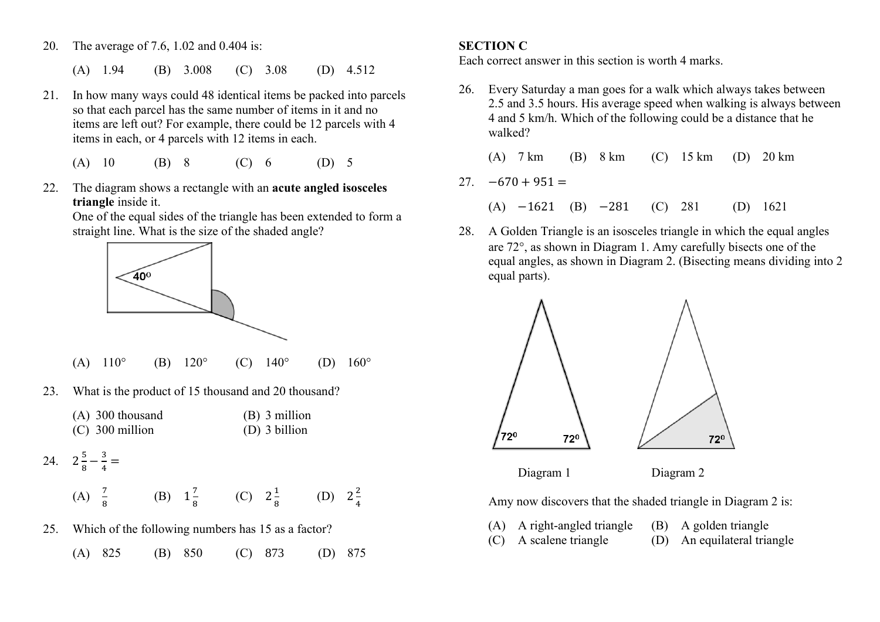20. The average of 7.6, 1.02 and 0.404 is:

    (A) 1.94 (B) 3.008 (C) 3.08 (D) 4.512

21. In how many ways could 48 identical items be packed into parcels so that each parcel has the same number of items in it and no items are left out? For example, there could be 12 parcels with 4 items in each, or 4 parcels with 12 items in each.

    (A) 10 (B) 8 (C) 6 (D) 5

22. The diagram shows a rectangle with an **acute angled isosceles triangle** inside it.
    One of the equal sides of the triangle has been extended to form a straight line. What is the size of the shaded angle?

    $40^o$

    (A) 110° (B) 120° (C) 140° (D) 160°

23. What is the product of 15 thousand and 20 thousand?

    (A) 300 thousand (B) 3 million
    (C) 300 million (D) 3 billion

24. $2\frac{5}{8} - \frac{3}{4} =$

    (A) $\frac{7}{8}$ (B) $1\frac{7}{8}$ (C) $2\frac{1}{8}$ (D) $2\frac{2}{4}$

25. Which of the following numbers has 15 as a factor?

    (A) 825 (B) 850 (C) 873 (D) 875

## SECTION C

Each correct answer in this section is worth 4 marks.

26. Every Saturday a man goes for a walk which always takes between 2.5 and 3.5 hours. His average speed when walking is always between 4 and 5 km/h. Which of the following could be a distance that he walked?

    (A) 7 km (B) 8 km (C) 15 km (D) 20 km

27. $-670 + 951 =$

    (A) $-1621$ (B) $-281$ (C) 281 (D) 1621

28. A Golden Triangle is an isosceles triangle in which the equal angles are 72°, as shown in Diagram 1. Amy carefully bisects one of the equal angles, as shown in Diagram 2. (Bisecting means dividing into 2 equal parts).

    $72^0$ $72^0$ $72^0$

    Diagram 1 Diagram 2

    Amy now discovers that the shaded triangle in Diagram 2 is:

    (A) A right-angled triangle (B) A golden triangle
    (C) A scalene triangle (D) An equilateral triangle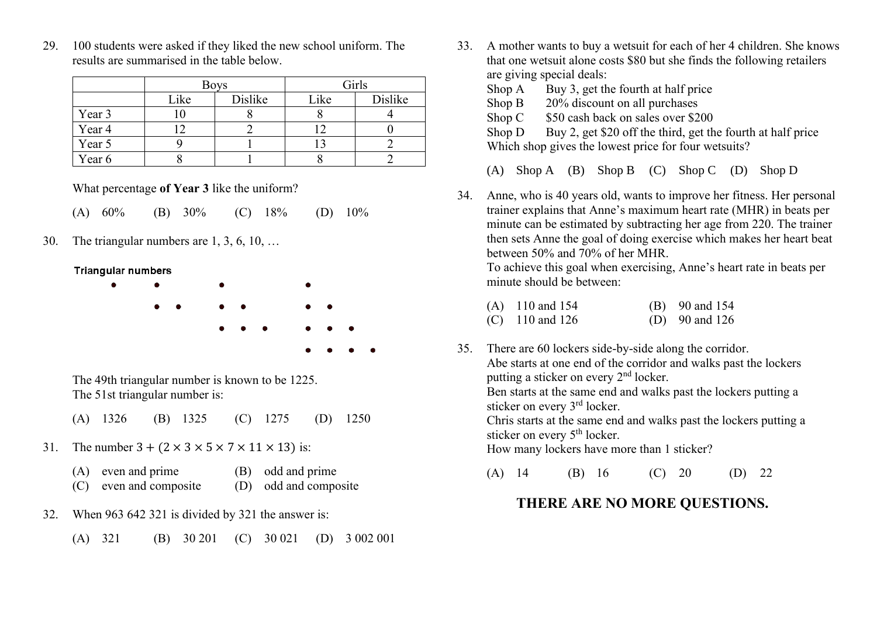29. 100 students were asked if they liked the new school uniform. The results are summarised in the table below.

| | Boys | | Girls | |
|---|---|---|---|---|
| | Like | Dislike | Like | Dislike |
| Year 3 | 10 | 8 | 8 | 4 |
| Year 4 | 12 | 2 | 12 | 0 |
| Year 5 | 9 | 1 | 13 | 2 |
| Year 6 | 8 | 1 | 8 | 2 |

What percentage **of Year 3** like the uniform?

(A) 60% (B) 30% (C) 18% (D) 10%

30. The triangular numbers are 1, 3, 6, 10, …

**Triangular numbers**

The 49th triangular number is known to be 1225.
The 51st triangular number is:

(A) 1326 (B) 1325 (C) 1275 (D) 1250

31. The number $3 + (2 \times 3 \times 5 \times 7 \times 11 \times 13)$ is:

(A) even and prime (B) odd and prime
(C) even and composite (D) odd and composite

32. When 963 642 321 is divided by 321 the answer is:

(A) 321 (B) 30 201 (C) 30 021 (D) 3 002 001

33. A mother wants to buy a wetsuit for each of her 4 children. She knows that one wetsuit alone costs \$80 but she finds the following retailers are giving special deals:

Shop A Buy 3, get the fourth at half price
Shop B 20% discount on all purchases
Shop C \$50 cash back on sales over \$200
Shop D Buy 2, get \$20 off the third, get the fourth at half price

Which shop gives the lowest price for four wetsuits?

(A) Shop A (B) Shop B (C) Shop C (D) Shop D

34. Anne, who is 40 years old, wants to improve her fitness. Her personal trainer explains that Anne's maximum heart rate (MHR) in beats per minute can be estimated by subtracting her age from 220. The trainer then sets Anne the goal of doing exercise which makes her heart beat between 50% and 70% of her MHR.
To achieve this goal when exercising, Anne's heart rate in beats per minute should be between:

(A) 110 and 154 (B) 90 and 154
(C) 110 and 126 (D) 90 and 126

35. There are 60 lockers side-by-side along the corridor.
Abe starts at one end of the corridor and walks past the lockers putting a sticker on every 2nd locker.
Ben starts at the same end and walks past the lockers putting a sticker on every 3rd locker.
Chris starts at the same end and walks past the lockers putting a sticker on every 5th locker.
How many lockers have more than 1 sticker?

(A) 14 (B) 16 (C) 20 (D) 22

**THERE ARE NO MORE QUESTIONS.**